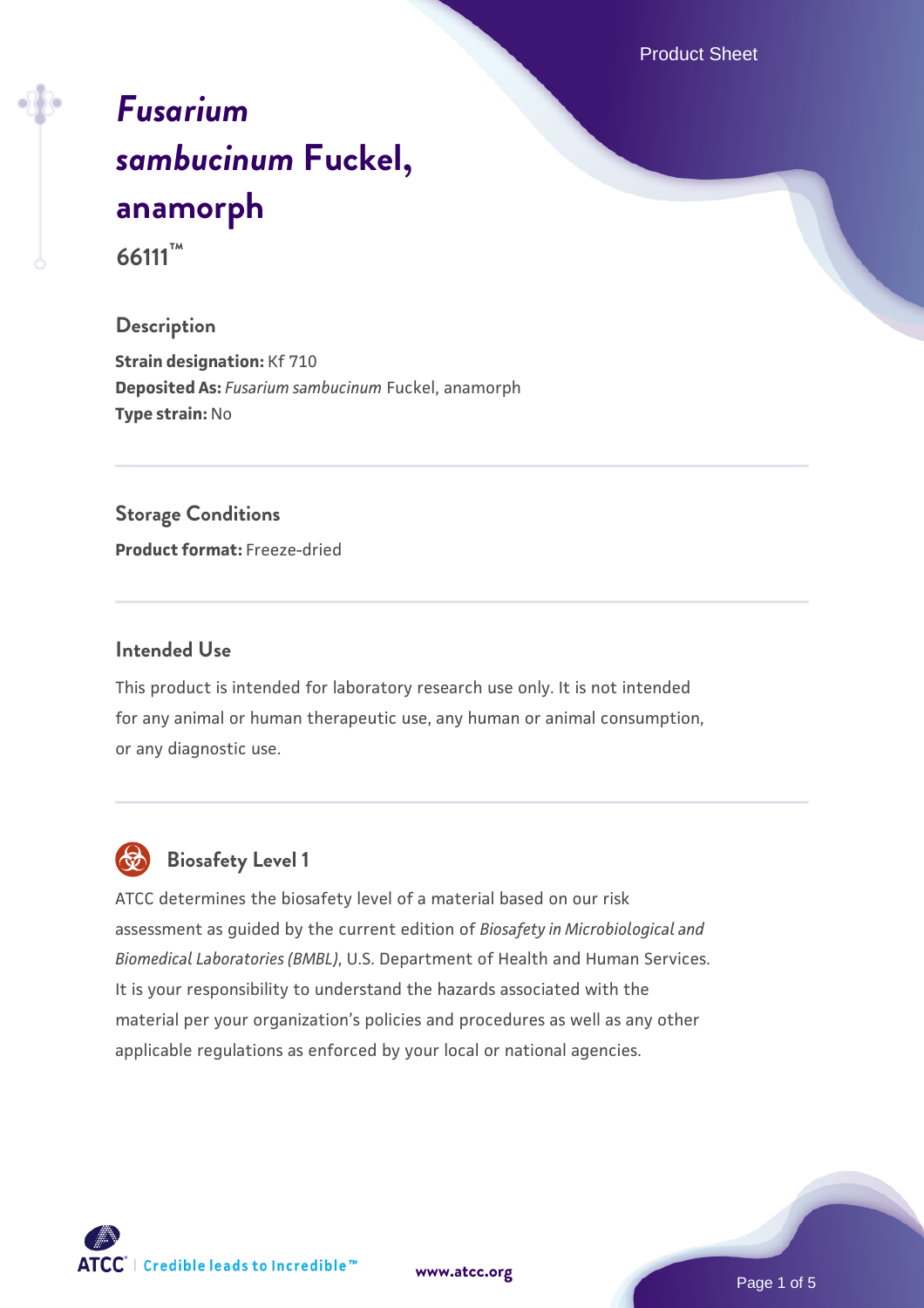# *Fusarium sambucinum* Fuckel, anamorph

66111™

## Description

**Strain designation:** Kf 710
**Deposited As:** *Fusarium sambucinum* Fuckel, anamorph
**Type strain:** No

## Storage Conditions

**Product format:** Freeze-dried

## Intended Use

This product is intended for laboratory research use only. It is not intended for any animal or human therapeutic use, any human or animal consumption, or any diagnostic use.

## Biosafety Level 1

ATCC determines the biosafety level of a material based on our risk assessment as guided by the current edition of *Biosafety in Microbiological and Biomedical Laboratories (BMBL)*, U.S. Department of Health and Human Services. It is your responsibility to understand the hazards associated with the material per your organization's policies and procedures as well as any other applicable regulations as enforced by your local or national agencies.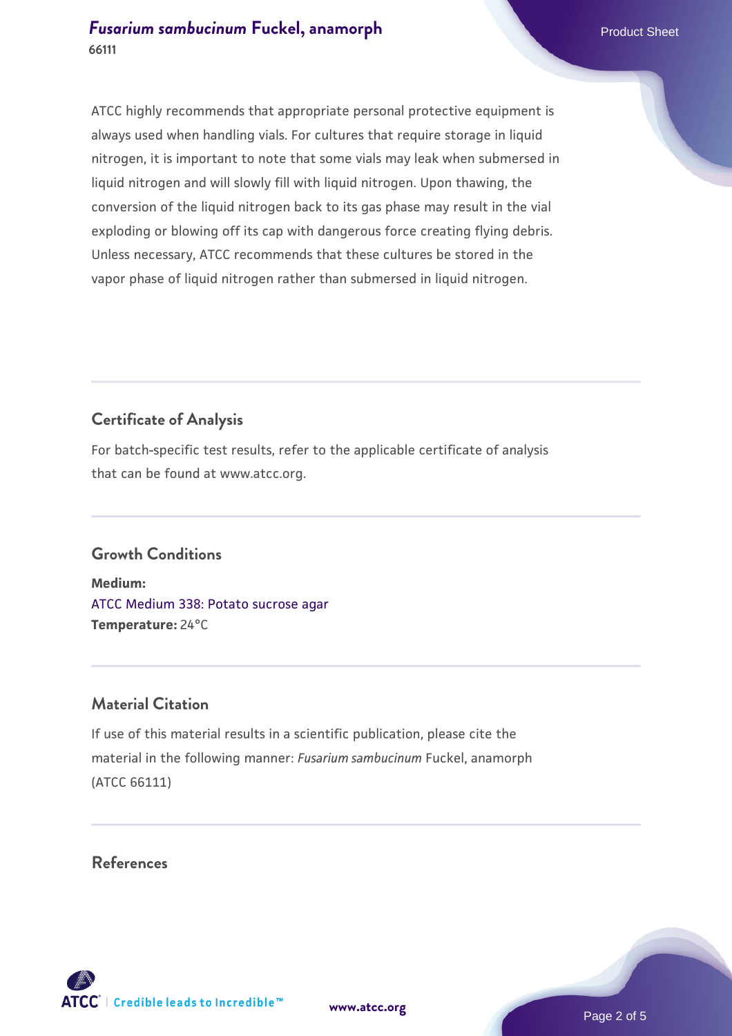ATCC highly recommends that appropriate personal protective equipment is always used when handling vials. For cultures that require storage in liquid nitrogen, it is important to note that some vials may leak when submersed in liquid nitrogen and will slowly fill with liquid nitrogen. Upon thawing, the conversion of the liquid nitrogen back to its gas phase may result in the vial exploding or blowing off its cap with dangerous force creating flying debris. Unless necessary, ATCC recommends that these cultures be stored in the vapor phase of liquid nitrogen rather than submersed in liquid nitrogen.

## Certificate of Analysis

For batch-specific test results, refer to the applicable certificate of analysis that can be found at www.atcc.org.

## Growth Conditions

**Medium:**
ATCC Medium 338: Potato sucrose agar
**Temperature:** 24°C

## Material Citation

If use of this material results in a scientific publication, please cite the material in the following manner: *Fusarium sambucinum* Fuckel, anamorph (ATCC 66111)

## References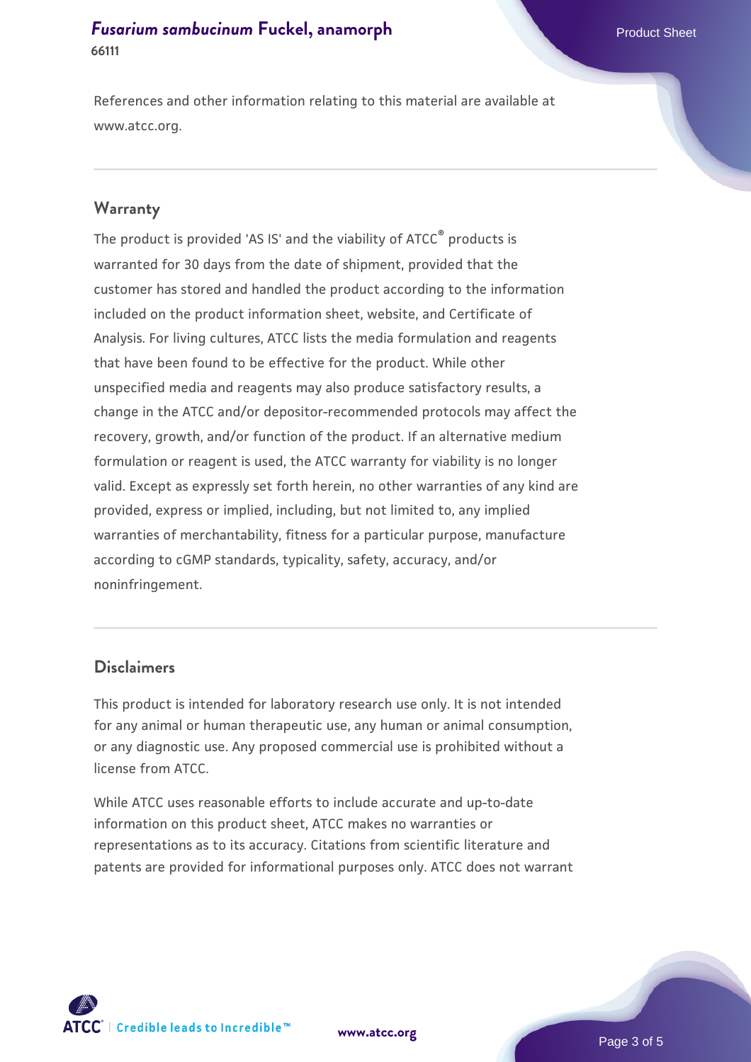References and other information relating to this material are available at www.atcc.org.

## Warranty

The product is provided 'AS IS' and the viability of ATCC® products is warranted for 30 days from the date of shipment, provided that the customer has stored and handled the product according to the information included on the product information sheet, website, and Certificate of Analysis. For living cultures, ATCC lists the media formulation and reagents that have been found to be effective for the product. While other unspecified media and reagents may also produce satisfactory results, a change in the ATCC and/or depositor-recommended protocols may affect the recovery, growth, and/or function of the product. If an alternative medium formulation or reagent is used, the ATCC warranty for viability is no longer valid. Except as expressly set forth herein, no other warranties of any kind are provided, express or implied, including, but not limited to, any implied warranties of merchantability, fitness for a particular purpose, manufacture according to cGMP standards, typicality, safety, accuracy, and/or noninfringement.

## Disclaimers

This product is intended for laboratory research use only. It is not intended for any animal or human therapeutic use, any human or animal consumption, or any diagnostic use. Any proposed commercial use is prohibited without a license from ATCC.

While ATCC uses reasonable efforts to include accurate and up-to-date information on this product sheet, ATCC makes no warranties or representations as to its accuracy. Citations from scientific literature and patents are provided for informational purposes only. ATCC does not warrant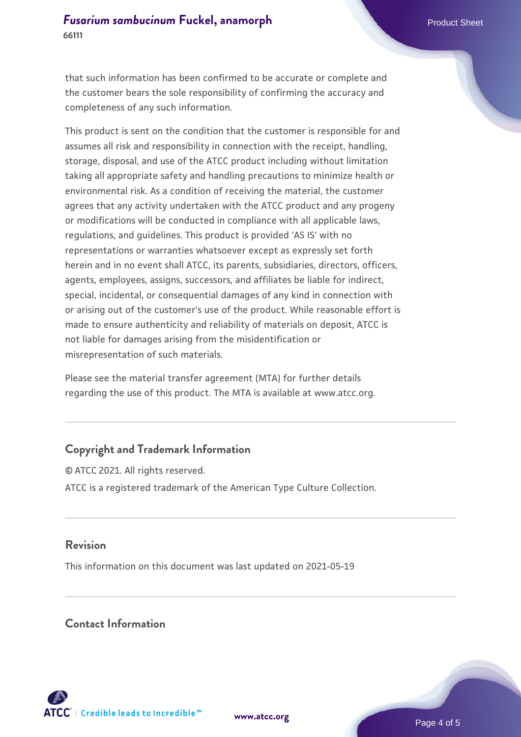that such information has been confirmed to be accurate or complete and the customer bears the sole responsibility of confirming the accuracy and completeness of any such information.

This product is sent on the condition that the customer is responsible for and assumes all risk and responsibility in connection with the receipt, handling, storage, disposal, and use of the ATCC product including without limitation taking all appropriate safety and handling precautions to minimize health or environmental risk. As a condition of receiving the material, the customer agrees that any activity undertaken with the ATCC product and any progeny or modifications will be conducted in compliance with all applicable laws, regulations, and guidelines. This product is provided 'AS IS' with no representations or warranties whatsoever except as expressly set forth herein and in no event shall ATCC, its parents, subsidiaries, directors, officers, agents, employees, assigns, successors, and affiliates be liable for indirect, special, incidental, or consequential damages of any kind in connection with or arising out of the customer's use of the product. While reasonable effort is made to ensure authenticity and reliability of materials on deposit, ATCC is not liable for damages arising from the misidentification or misrepresentation of such materials.

Please see the material transfer agreement (MTA) for further details regarding the use of this product. The MTA is available at www.atcc.org.

## Copyright and Trademark Information

© ATCC 2021. All rights reserved.

ATCC is a registered trademark of the American Type Culture Collection.

## Revision

This information on this document was last updated on 2021-05-19

## Contact Information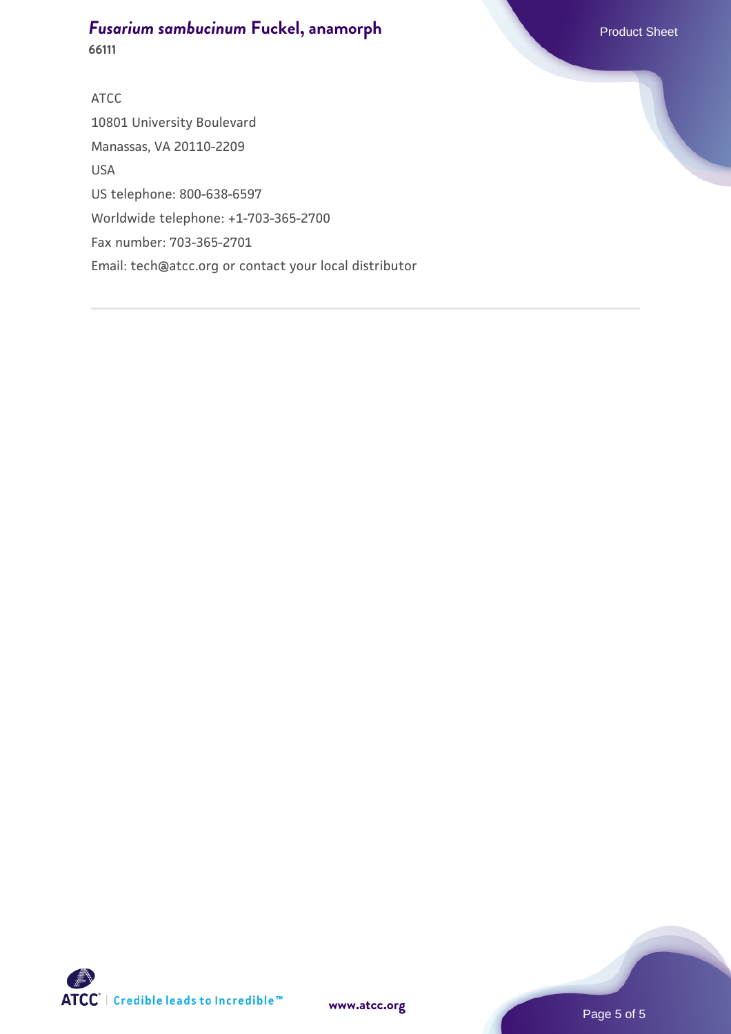ATCC

10801 University Boulevard

Manassas, VA 20110-2209

USA

US telephone: 800-638-6597

Worldwide telephone: +1-703-365-2700

Fax number: 703-365-2701

Email: tech@atcc.org or contact your local distributor